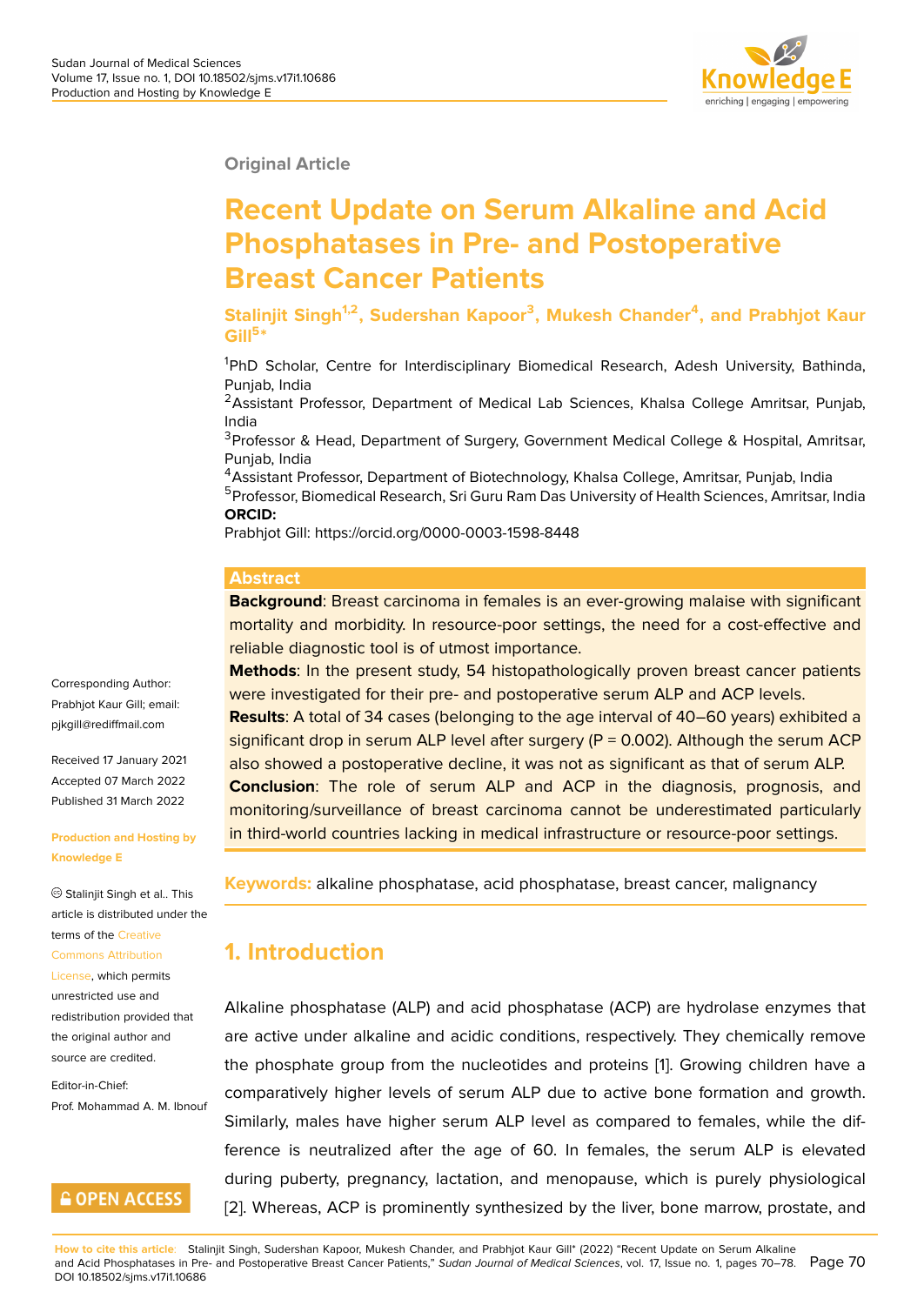Original Article

# Recent Update on Serum Alkaline and Acid Phosphatases in Pre- and Postoperative Breast Cancer Patients

**Stalinjit Singh[1,2], Sudershan Kapoor[3], Mukesh Chander[4], and Prabhjot Kaur Gill[5*]**

[1]PhD Scholar, Centre for Interdisciplinary Biomedical Research, Adesh University, Bathinda, Punjab, India

[2]Assistant Professor, Department of Medical Lab Sciences, Khalsa College Amritsar, Punjab, India

[3]Professor & Head, Department of Surgery, Government Medical College & Hospital, Amritsar, Punjab, India

[4]Assistant Professor, Department of Biotechnology, Khalsa College, Amritsar, Punjab, India

[5]Professor, Biomedical Research, Sri Guru Ram Das University of Health Sciences, Amritsar, India

**ORCID:**

Prabhjot Gill: https://orcid.org/0000-0003-1598-8448

Corresponding Author: Prabhjot Kaur Gill; email: pjkgill@rediffmail.com

Received 17 January 2021
Accepted 07 March 2022
Published 31 March 2022

**Production and Hosting by Knowledge E**

© Stalinjit Singh et al.. This article is distributed under the terms of the Creative Commons Attribution License, which permits unrestricted use and redistribution provided that the original author and source are credited.

Editor-in-Chief: Prof. Mohammad A. M. Ibnouf

OPEN ACCESS

## Abstract

**Background**: Breast carcinoma in females is an ever-growing malaise with significant mortality and morbidity. In resource-poor settings, the need for a cost-effective and reliable diagnostic tool is of utmost importance.

**Methods**: In the present study, 54 histopathologically proven breast cancer patients were investigated for their pre- and postoperative serum ALP and ACP levels.

**Results**: A total of 34 cases (belonging to the age interval of 40–60 years) exhibited a significant drop in serum ALP level after surgery (P = 0.002). Although the serum ACP also showed a postoperative decline, it was not as significant as that of serum ALP.

**Conclusion**: The role of serum ALP and ACP in the diagnosis, prognosis, and monitoring/surveillance of breast carcinoma cannot be underestimated particularly in third-world countries lacking in medical infrastructure or resource-poor settings.

**Keywords:** alkaline phosphatase, acid phosphatase, breast cancer, malignancy

## 1. Introduction

Alkaline phosphatase (ALP) and acid phosphatase (ACP) are hydrolase enzymes that are active under alkaline and acidic conditions, respectively. They chemically remove the phosphate group from the nucleotides and proteins [1]. Growing children have a comparatively higher levels of serum ALP due to active bone formation and growth. Similarly, males have higher serum ALP level as compared to females, while the difference is neutralized after the age of 60. In females, the serum ALP is elevated during puberty, pregnancy, lactation, and menopause, which is purely physiological [2]. Whereas, ACP is prominently synthesized by the liver, bone marrow, prostate, and

How to cite this article: Stalinjit Singh, Sudershan Kapoor, Mukesh Chander, and Prabhjot Kaur Gill* (2022) "Recent Update on Serum Alkaline and Acid Phosphatases in Pre- and Postoperative Breast Cancer Patients," *Sudan Journal of Medical Sciences*, vol. 17, Issue no. 1, pages 70–78. DOI 10.18502/sjms.v17i1.10686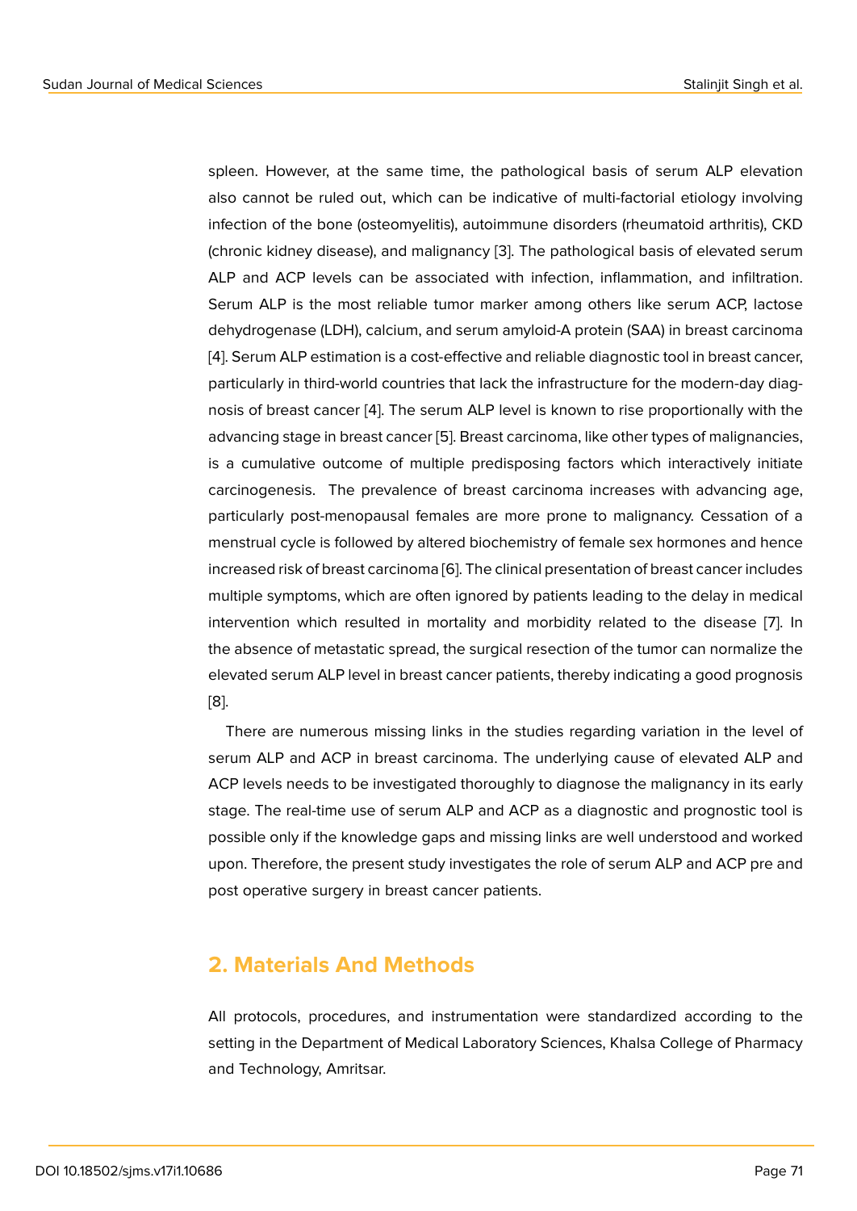spleen. However, at the same time, the pathological basis of serum ALP elevation also cannot be ruled out, which can be indicative of multi-factorial etiology involving infection of the bone (osteomyelitis), autoimmune disorders (rheumatoid arthritis), CKD (chronic kidney disease), and malignancy [3]. The pathological basis of elevated serum ALP and ACP levels can be associated with infection, inflammation, and infiltration. Serum ALP is the most reliable tumor marker among others like serum ACP, lactose dehydrogenase (LDH), calcium, and serum amyloid-A protein (SAA) in breast carcinoma [4]. Serum ALP estimation is a cost-effective and reliable diagnostic tool in breast cancer, particularly in third-world countries that lack the infrastructure for the modern-day diagnosis of breast cancer [4]. The serum ALP level is known to rise proportionally with the advancing stage in breast cancer [5]. Breast carcinoma, like other types of malignancies, is a cumulative outcome of multiple predisposing factors which interactively initiate carcinogenesis. The prevalence of breast carcinoma increases with advancing age, particularly post-menopausal females are more prone to malignancy. Cessation of a menstrual cycle is followed by altered biochemistry of female sex hormones and hence increased risk of breast carcinoma [6]. The clinical presentation of breast cancer includes multiple symptoms, which are often ignored by patients leading to the delay in medical intervention which resulted in mortality and morbidity related to the disease [7]. In the absence of metastatic spread, the surgical resection of the tumor can normalize the elevated serum ALP level in breast cancer patients, thereby indicating a good prognosis [8].

There are numerous missing links in the studies regarding variation in the level of serum ALP and ACP in breast carcinoma. The underlying cause of elevated ALP and ACP levels needs to be investigated thoroughly to diagnose the malignancy in its early stage. The real-time use of serum ALP and ACP as a diagnostic and prognostic tool is possible only if the knowledge gaps and missing links are well understood and worked upon. Therefore, the present study investigates the role of serum ALP and ACP pre and post operative surgery in breast cancer patients.

## 2. Materials And Methods

All protocols, procedures, and instrumentation were standardized according to the setting in the Department of Medical Laboratory Sciences, Khalsa College of Pharmacy and Technology, Amritsar.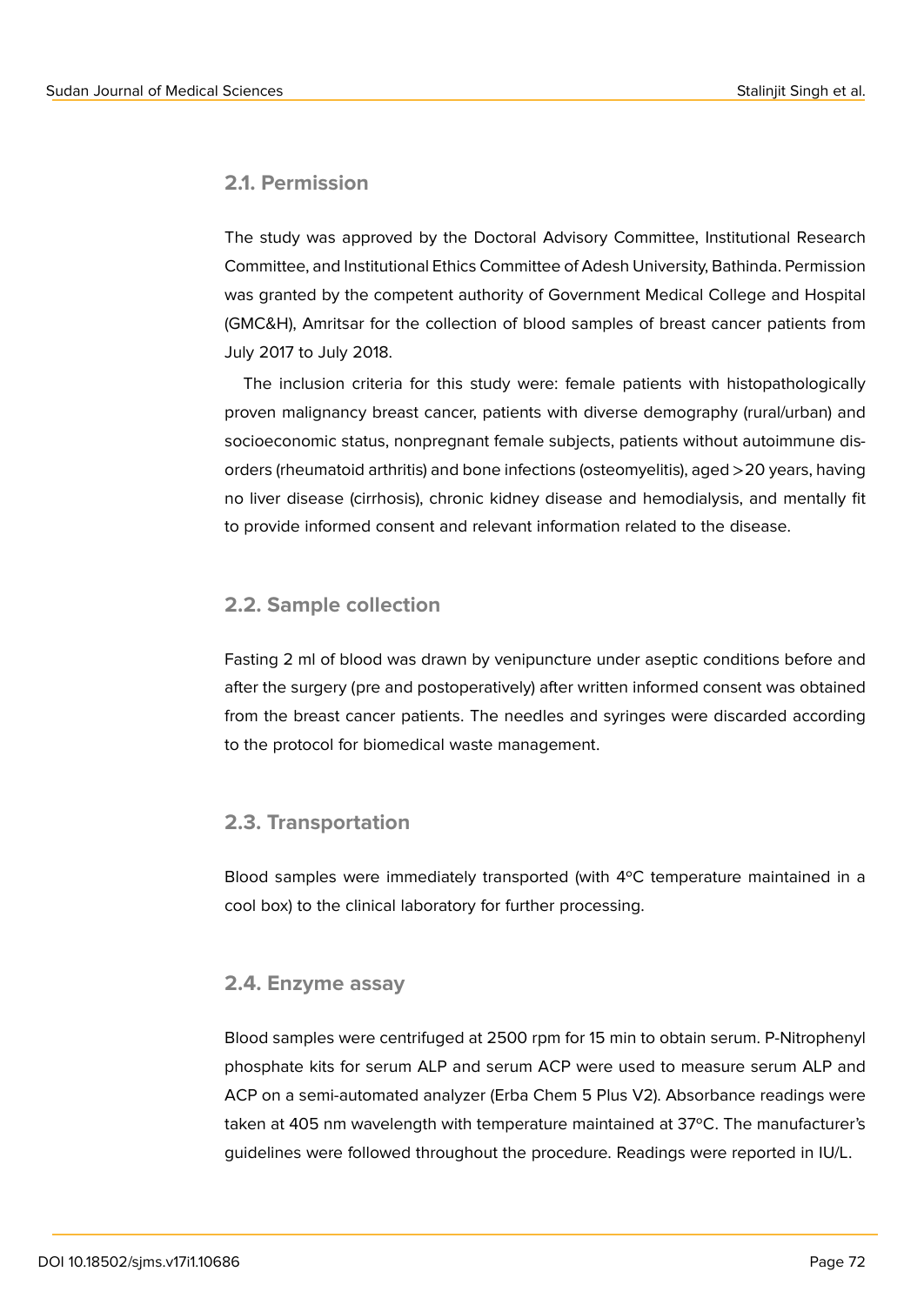### 2.1. Permission

The study was approved by the Doctoral Advisory Committee, Institutional Research Committee, and Institutional Ethics Committee of Adesh University, Bathinda. Permission was granted by the competent authority of Government Medical College and Hospital (GMC&H), Amritsar for the collection of blood samples of breast cancer patients from July 2017 to July 2018.

The inclusion criteria for this study were: female patients with histopathologically proven malignancy breast cancer, patients with diverse demography (rural/urban) and socioeconomic status, nonpregnant female subjects, patients without autoimmune disorders (rheumatoid arthritis) and bone infections (osteomyelitis), aged >20 years, having no liver disease (cirrhosis), chronic kidney disease and hemodialysis, and mentally fit to provide informed consent and relevant information related to the disease.

### 2.2. Sample collection

Fasting 2 ml of blood was drawn by venipuncture under aseptic conditions before and after the surgery (pre and postoperatively) after written informed consent was obtained from the breast cancer patients. The needles and syringes were discarded according to the protocol for biomedical waste management.

### 2.3. Transportation

Blood samples were immediately transported (with 4ºC temperature maintained in a cool box) to the clinical laboratory for further processing.

### 2.4. Enzyme assay

Blood samples were centrifuged at 2500 rpm for 15 min to obtain serum. P-Nitrophenyl phosphate kits for serum ALP and serum ACP were used to measure serum ALP and ACP on a semi-automated analyzer (Erba Chem 5 Plus V2). Absorbance readings were taken at 405 nm wavelength with temperature maintained at 37ºC. The manufacturer's guidelines were followed throughout the procedure. Readings were reported in IU/L.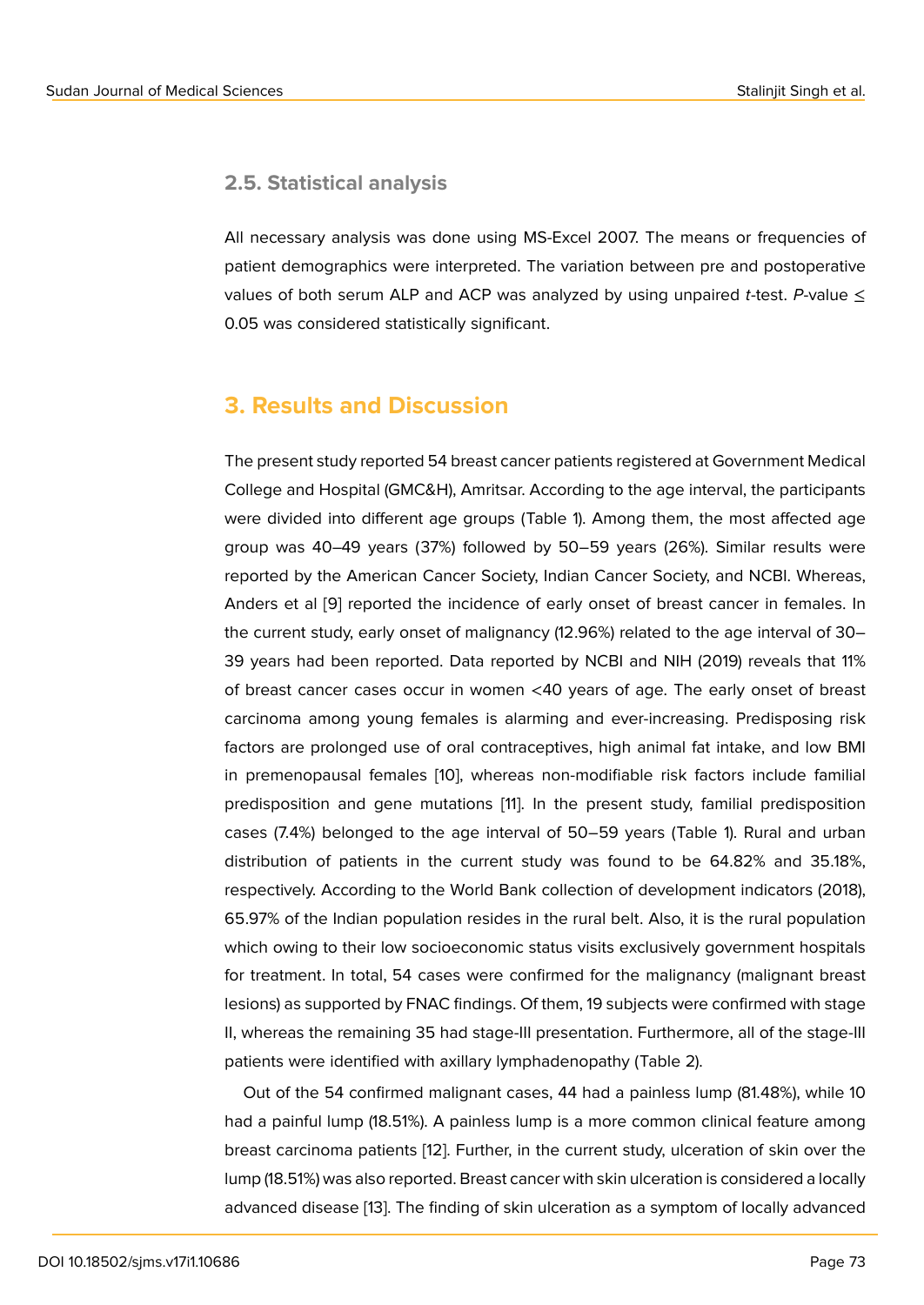### 2.5. Statistical analysis

All necessary analysis was done using MS-Excel 2007. The means or frequencies of patient demographics were interpreted. The variation between pre and postoperative values of both serum ALP and ACP was analyzed by using unpaired *t*-test. *P*-value $\leq$ 0.05 was considered statistically significant.

## 3. Results and Discussion

The present study reported 54 breast cancer patients registered at Government Medical College and Hospital (GMC&H), Amritsar. According to the age interval, the participants were divided into different age groups (Table 1). Among them, the most affected age group was 40–49 years (37%) followed by 50–59 years (26%). Similar results were reported by the American Cancer Society, Indian Cancer Society, and NCBI. Whereas, Anders et al [9] reported the incidence of early onset of breast cancer in females. In the current study, early onset of malignancy (12.96%) related to the age interval of 30–39 years had been reported. Data reported by NCBI and NIH (2019) reveals that 11% of breast cancer cases occur in women <40 years of age. The early onset of breast carcinoma among young females is alarming and ever-increasing. Predisposing risk factors are prolonged use of oral contraceptives, high animal fat intake, and low BMI in premenopausal females [10], whereas non-modifiable risk factors include familial predisposition and gene mutations [11]. In the present study, familial predisposition cases (7.4%) belonged to the age interval of 50–59 years (Table 1). Rural and urban distribution of patients in the current study was found to be 64.82% and 35.18%, respectively. According to the World Bank collection of development indicators (2018), 65.97% of the Indian population resides in the rural belt. Also, it is the rural population which owing to their low socioeconomic status visits exclusively government hospitals for treatment. In total, 54 cases were confirmed for the malignancy (malignant breast lesions) as supported by FNAC findings. Of them, 19 subjects were confirmed with stage II, whereas the remaining 35 had stage-III presentation. Furthermore, all of the stage-III patients were identified with axillary lymphadenopathy (Table 2).

Out of the 54 confirmed malignant cases, 44 had a painless lump (81.48%), while 10 had a painful lump (18.51%). A painless lump is a more common clinical feature among breast carcinoma patients [12]. Further, in the current study, ulceration of skin over the lump (18.51%) was also reported. Breast cancer with skin ulceration is considered a locally advanced disease [13]. The finding of skin ulceration as a symptom of locally advanced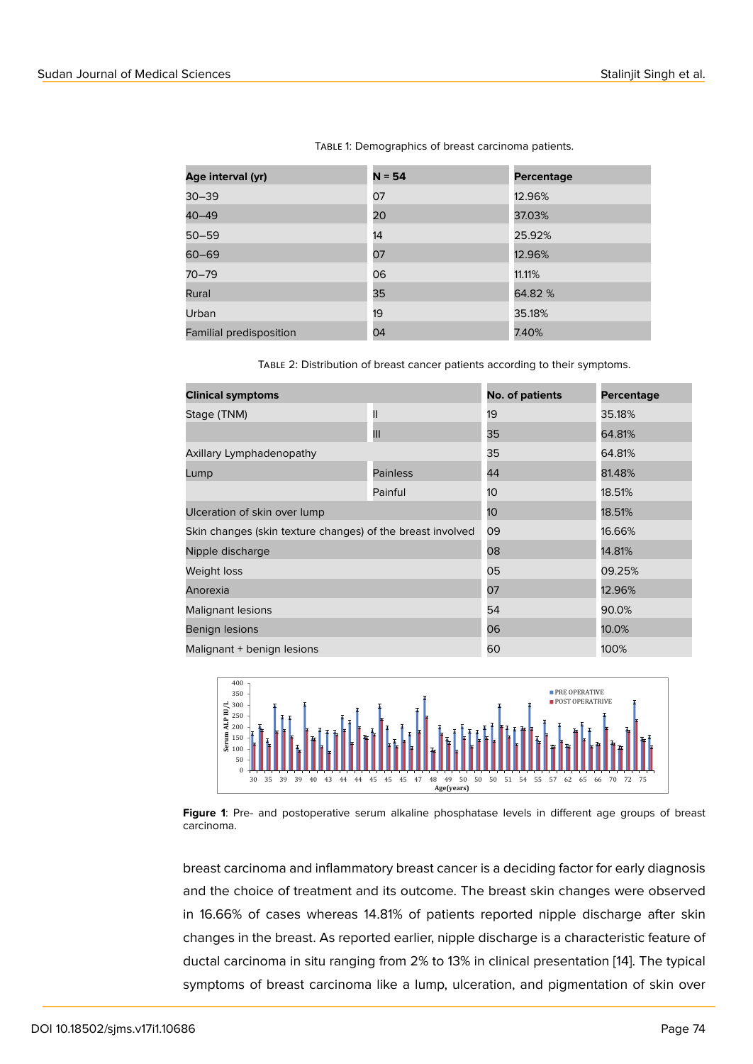Table 1: Demographics of breast carcinoma patients.

| Age interval (yr) | N = 54 | Percentage |
|---|---|---|
| 30–39 | 07 | 12.96% |
| 40–49 | 20 | 37.03% |
| 50–59 | 14 | 25.92% |
| 60–69 | 07 | 12.96% |
| 70–79 | 06 | 11.11% |
| Rural | 35 | 64.82 % |
| Urban | 19 | 35.18% |
| Familial predisposition | 04 | 7.40% |

Table 2: Distribution of breast cancer patients according to their symptoms.

| Clinical symptoms | | No. of patients | Percentage |
|---|---|---|---|
| Stage (TNM) | II | 19 | 35.18% |
| | III | 35 | 64.81% |
| Axillary Lymphadenopathy | | 35 | 64.81% |
| Lump | Painless | 44 | 81.48% |
| | Painful | 10 | 18.51% |
| Ulceration of skin over lump | | 10 | 18.51% |
| Skin changes (skin texture changes) of the breast involved | | 09 | 16.66% |
| Nipple discharge | | 08 | 14.81% |
| Weight loss | | 05 | 09.25% |
| Anorexia | | 07 | 12.96% |
| Malignant lesions | | 54 | 90.0% |
| Benign lesions | | 06 | 10.0% |
| Malignant + benign lesions | | 60 | 100% |

**Figure 1**: Pre- and postoperative serum alkaline phosphatase levels in different age groups of breast carcinoma.

breast carcinoma and inflammatory breast cancer is a deciding factor for early diagnosis and the choice of treatment and its outcome. The breast skin changes were observed in 16.66% of cases whereas 14.81% of patients reported nipple discharge after skin changes in the breast. As reported earlier, nipple discharge is a characteristic feature of ductal carcinoma in situ ranging from 2% to 13% in clinical presentation [14]. The typical symptoms of breast carcinoma like a lump, ulceration, and pigmentation of skin over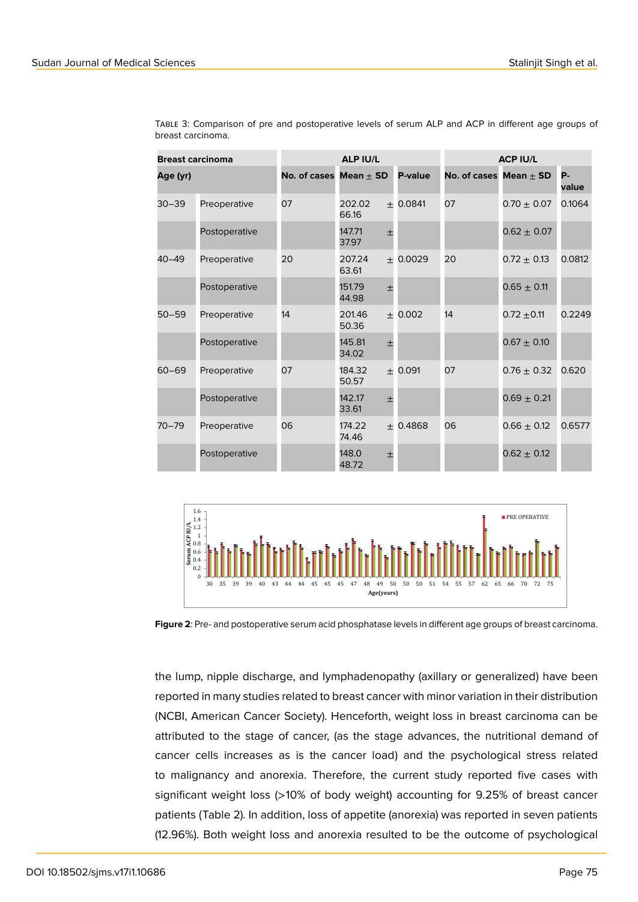Table 3: Comparison of pre and postoperative levels of serum ALP and ACP in different age groups of breast carcinoma.

| Breast carcinoma | | ALP IU/L | | | ACP IU/L | | |
|---|---|---|---|---|---|---|---|
| Age (yr) | | No. of cases | Mean ± SD | P-value | No. of cases | Mean ± SD | P-value |
| 30–39 | Preoperative | 07 | 202.02 ± 66.16 | 0.0841 | 07 | 0.70 ± 0.07 | 0.1064 |
| | Postoperative | | 147.71 ± 37.97 | | | 0.62 ± 0.07 | |
| 40–49 | Preoperative | 20 | 207.24 ± 63.61 | 0.0029 | 20 | 0.72 ± 0.13 | 0.0812 |
| | Postoperative | | 151.79 ± 44.98 | | | 0.65 ± 0.11 | |
| 50–59 | Preoperative | 14 | 201.46 ± 50.36 | 0.002 | 14 | 0.72 ±0.11 | 0.2249 |
| | Postoperative | | 145.81 ± 34.02 | | | 0.67 ± 0.10 | |
| 60–69 | Preoperative | 07 | 184.32 ± 50.57 | 0.091 | 07 | 0.76 ± 0.32 | 0.620 |
| | Postoperative | | 142.17 ± 33.61 | | | 0.69 ± 0.21 | |
| 70–79 | Preoperative | 06 | 174.22 ± 74.46 | 0.4868 | 06 | 0.66 ± 0.12 | 0.6577 |
| | Postoperative | | 148.0 ± 48.72 | | | 0.62 ± 0.12 | |

**Figure 2**: Pre- and postoperative serum acid phosphatase levels in different age groups of breast carcinoma.

the lump, nipple discharge, and lymphadenopathy (axillary or generalized) have been reported in many studies related to breast cancer with minor variation in their distribution (NCBI, American Cancer Society). Henceforth, weight loss in breast carcinoma can be attributed to the stage of cancer, (as the stage advances, the nutritional demand of cancer cells increases as is the cancer load) and the psychological stress related to malignancy and anorexia. Therefore, the current study reported five cases with significant weight loss (>10% of body weight) accounting for 9.25% of breast cancer patients (Table 2). In addition, loss of appetite (anorexia) was reported in seven patients (12.96%). Both weight loss and anorexia resulted to be the outcome of psychological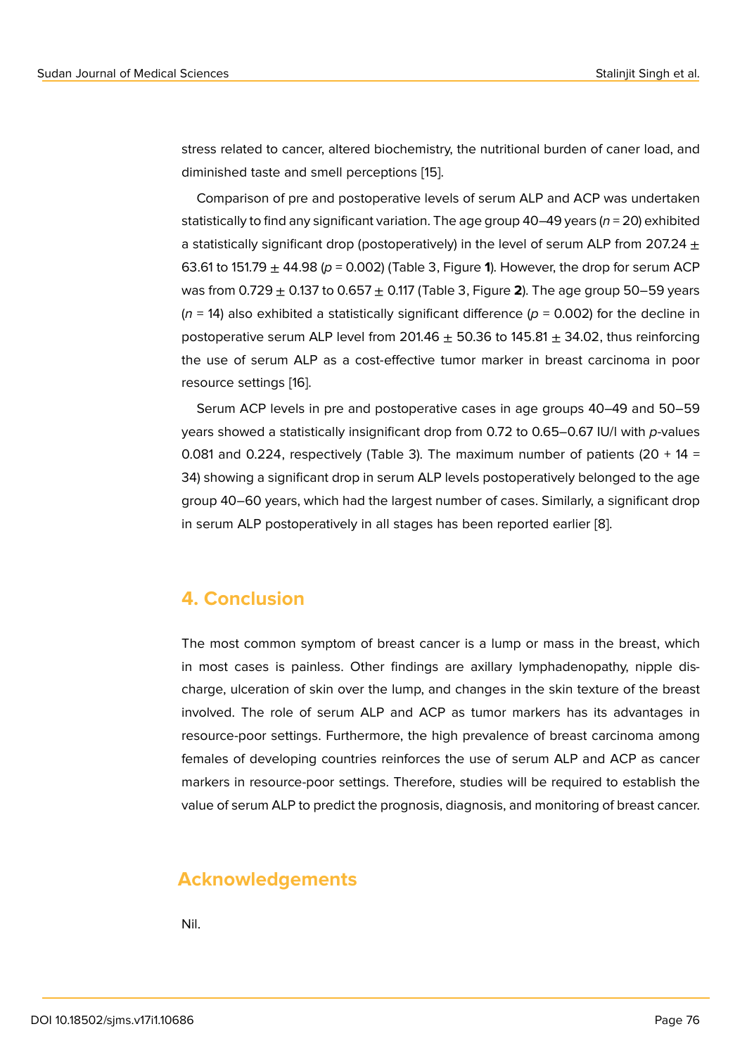stress related to cancer, altered biochemistry, the nutritional burden of caner load, and diminished taste and smell perceptions [15].

Comparison of pre and postoperative levels of serum ALP and ACP was undertaken statistically to find any significant variation. The age group 40–49 years ($n$ = 20) exhibited a statistically significant drop (postoperatively) in the level of serum ALP from 207.24 $\pm$ 63.61 to 151.79 $\pm$ 44.98 ($p$ = 0.002) (Table 3, Figure **1**). However, the drop for serum ACP was from 0.729 $\pm$ 0.137 to 0.657 $\pm$ 0.117 (Table 3, Figure **2**). The age group 50–59 years ($n$ = 14) also exhibited a statistically significant difference ($p$ = 0.002) for the decline in postoperative serum ALP level from 201.46 $\pm$ 50.36 to 145.81 $\pm$ 34.02, thus reinforcing the use of serum ALP as a cost-effective tumor marker in breast carcinoma in poor resource settings [16].

Serum ACP levels in pre and postoperative cases in age groups 40–49 and 50–59 years showed a statistically insignificant drop from 0.72 to 0.65–0.67 IU/l with $p$-values 0.081 and 0.224, respectively (Table 3). The maximum number of patients (20 + 14 = 34) showing a significant drop in serum ALP levels postoperatively belonged to the age group 40–60 years, which had the largest number of cases. Similarly, a significant drop in serum ALP postoperatively in all stages has been reported earlier [8].

## 4. Conclusion

The most common symptom of breast cancer is a lump or mass in the breast, which in most cases is painless. Other findings are axillary lymphadenopathy, nipple discharge, ulceration of skin over the lump, and changes in the skin texture of the breast involved. The role of serum ALP and ACP as tumor markers has its advantages in resource-poor settings. Furthermore, the high prevalence of breast carcinoma among females of developing countries reinforces the use of serum ALP and ACP as cancer markers in resource-poor settings. Therefore, studies will be required to establish the value of serum ALP to predict the prognosis, diagnosis, and monitoring of breast cancer.

## Acknowledgements

Nil.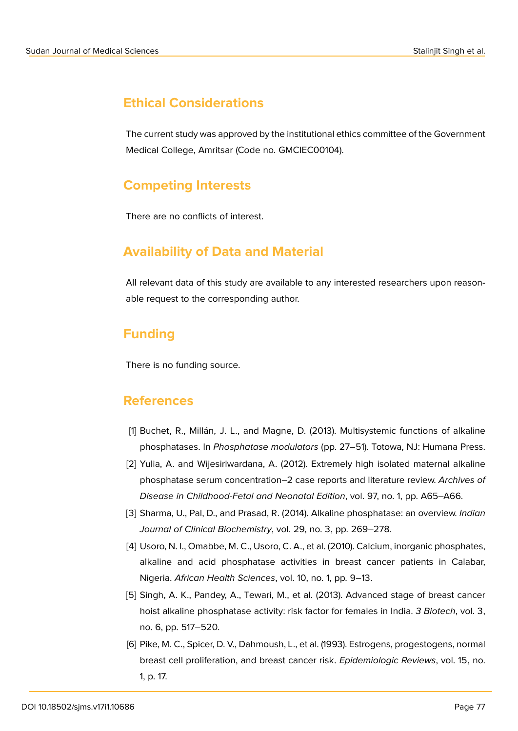## Ethical Considerations

The current study was approved by the institutional ethics committee of the Government Medical College, Amritsar (Code no. GMCIEC00104).

## Competing Interests

There are no conflicts of interest.

## Availability of Data and Material

All relevant data of this study are available to any interested researchers upon reasonable request to the corresponding author.

## Funding

There is no funding source.

## References

[1] Buchet, R., Millán, J. L., and Magne, D. (2013). Multisystemic functions of alkaline phosphatases. In *Phosphatase modulators* (pp. 27–51). Totowa, NJ: Humana Press.

[2] Yulia, A. and Wijesiriwardana, A. (2012). Extremely high isolated maternal alkaline phosphatase serum concentration–2 case reports and literature review. *Archives of Disease in Childhood-Fetal and Neonatal Edition*, vol. 97, no. 1, pp. A65–A66.

[3] Sharma, U., Pal, D., and Prasad, R. (2014). Alkaline phosphatase: an overview. *Indian Journal of Clinical Biochemistry*, vol. 29, no. 3, pp. 269–278.

[4] Usoro, N. I., Omabbe, M. C., Usoro, C. A., et al. (2010). Calcium, inorganic phosphates, alkaline and acid phosphatase activities in breast cancer patients in Calabar, Nigeria. *African Health Sciences*, vol. 10, no. 1, pp. 9–13.

[5] Singh, A. K., Pandey, A., Tewari, M., et al. (2013). Advanced stage of breast cancer hoist alkaline phosphatase activity: risk factor for females in India. *3 Biotech*, vol. 3, no. 6, pp. 517–520.

[6] Pike, M. C., Spicer, D. V., Dahmoush, L., et al. (1993). Estrogens, progestogens, normal breast cell proliferation, and breast cancer risk. *Epidemiologic Reviews*, vol. 15, no. 1, p. 17.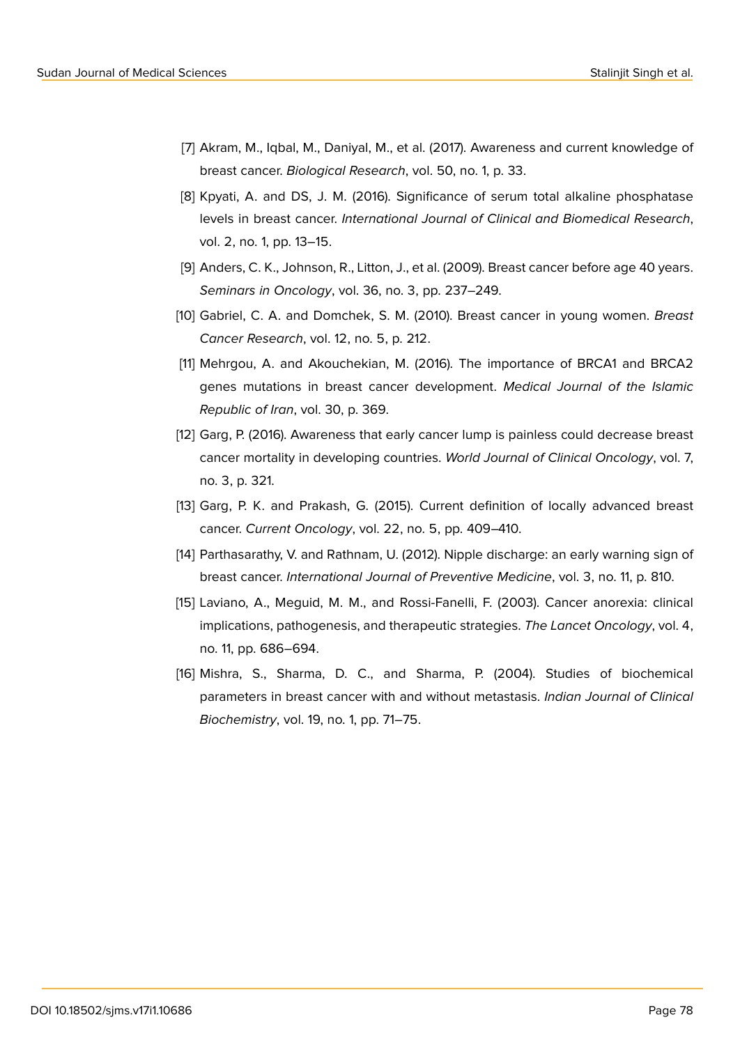[7] Akram, M., Iqbal, M., Daniyal, M., et al. (2017). Awareness and current knowledge of breast cancer. *Biological Research*, vol. 50, no. 1, p. 33.

[8] Kpyati, A. and DS, J. M. (2016). Significance of serum total alkaline phosphatase levels in breast cancer. *International Journal of Clinical and Biomedical Research*, vol. 2, no. 1, pp. 13–15.

[9] Anders, C. K., Johnson, R., Litton, J., et al. (2009). Breast cancer before age 40 years. *Seminars in Oncology*, vol. 36, no. 3, pp. 237–249.

[10] Gabriel, C. A. and Domchek, S. M. (2010). Breast cancer in young women. *Breast Cancer Research*, vol. 12, no. 5, p. 212.

[11] Mehrgou, A. and Akouchekian, M. (2016). The importance of BRCA1 and BRCA2 genes mutations in breast cancer development. *Medical Journal of the Islamic Republic of Iran*, vol. 30, p. 369.

[12] Garg, P. (2016). Awareness that early cancer lump is painless could decrease breast cancer mortality in developing countries. *World Journal of Clinical Oncology*, vol. 7, no. 3, p. 321.

[13] Garg, P. K. and Prakash, G. (2015). Current definition of locally advanced breast cancer. *Current Oncology*, vol. 22, no. 5, pp. 409–410.

[14] Parthasarathy, V. and Rathnam, U. (2012). Nipple discharge: an early warning sign of breast cancer. *International Journal of Preventive Medicine*, vol. 3, no. 11, p. 810.

[15] Laviano, A., Meguid, M. M., and Rossi-Fanelli, F. (2003). Cancer anorexia: clinical implications, pathogenesis, and therapeutic strategies. *The Lancet Oncology*, vol. 4, no. 11, pp. 686–694.

[16] Mishra, S., Sharma, D. C., and Sharma, P. (2004). Studies of biochemical parameters in breast cancer with and without metastasis. *Indian Journal of Clinical Biochemistry*, vol. 19, no. 1, pp. 71–75.